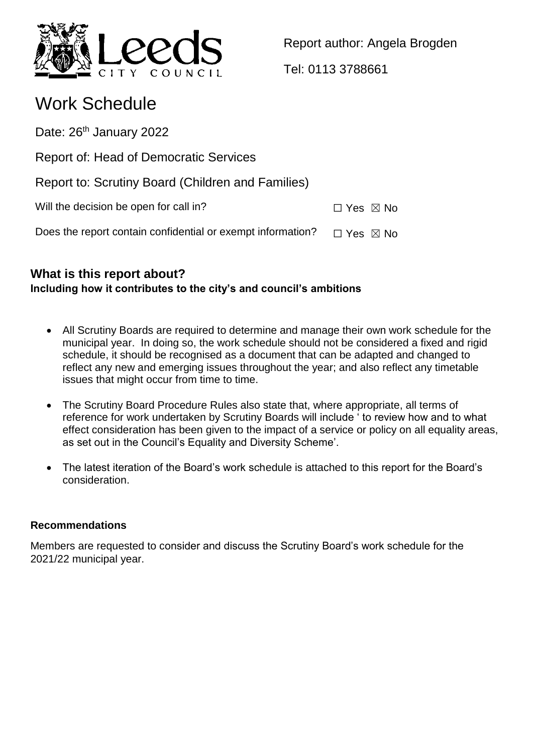Report author: Angela Brogden

Tel: 0113 3788661

# Work Schedule

Date: 26th January 2022

Report of: Head of Democratic Services

Report to: Scrutiny Board (Children and Families)

Will the decision be open for call in? ☐ Yes ☒ No

Does the report contain confidential or exempt information? ☐ Yes ☒ No

## What is this report about?

**Including how it contributes to the city's and council's ambitions**

- All Scrutiny Boards are required to determine and manage their own work schedule for the municipal year. In doing so, the work schedule should not be considered a fixed and rigid schedule, it should be recognised as a document that can be adapted and changed to reflect any new and emerging issues throughout the year; and also reflect any timetable issues that might occur from time to time.

- The Scrutiny Board Procedure Rules also state that, where appropriate, all terms of reference for work undertaken by Scrutiny Boards will include ' to review how and to what effect consideration has been given to the impact of a service or policy on all equality areas, as set out in the Council's Equality and Diversity Scheme'.

- The latest iteration of the Board's work schedule is attached to this report for the Board's consideration.

### Recommendations

Members are requested to consider and discuss the Scrutiny Board's work schedule for the 2021/22 municipal year.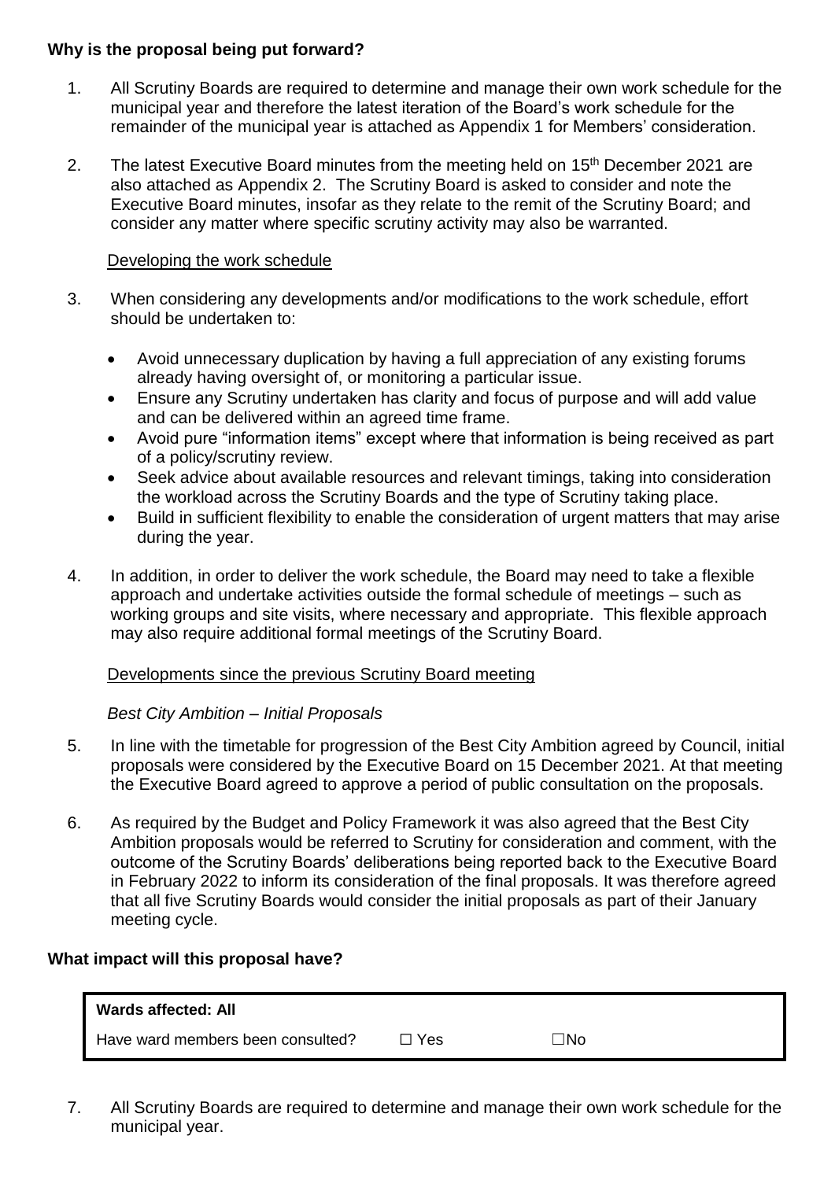**Why is the proposal being put forward?**

1. All Scrutiny Boards are required to determine and manage their own work schedule for the municipal year and therefore the latest iteration of the Board's work schedule for the remainder of the municipal year is attached as Appendix 1 for Members' consideration.

2. The latest Executive Board minutes from the meeting held on 15th December 2021 are also attached as Appendix 2. The Scrutiny Board is asked to consider and note the Executive Board minutes, insofar as they relate to the remit of the Scrutiny Board; and consider any matter where specific scrutiny activity may also be warranted.

Developing the work schedule

3. When considering any developments and/or modifications to the work schedule, effort should be undertaken to:

    - Avoid unnecessary duplication by having a full appreciation of any existing forums already having oversight of, or monitoring a particular issue.
    - Ensure any Scrutiny undertaken has clarity and focus of purpose and will add value and can be delivered within an agreed time frame.
    - Avoid pure "information items" except where that information is being received as part of a policy/scrutiny review.
    - Seek advice about available resources and relevant timings, taking into consideration the workload across the Scrutiny Boards and the type of Scrutiny taking place.
    - Build in sufficient flexibility to enable the consideration of urgent matters that may arise during the year.

4. In addition, in order to deliver the work schedule, the Board may need to take a flexible approach and undertake activities outside the formal schedule of meetings – such as working groups and site visits, where necessary and appropriate. This flexible approach may also require additional formal meetings of the Scrutiny Board.

Developments since the previous Scrutiny Board meeting

*Best City Ambition – Initial Proposals*

5. In line with the timetable for progression of the Best City Ambition agreed by Council, initial proposals were considered by the Executive Board on 15 December 2021. At that meeting the Executive Board agreed to approve a period of public consultation on the proposals.

6. As required by the Budget and Policy Framework it was also agreed that the Best City Ambition proposals would be referred to Scrutiny for consideration and comment, with the outcome of the Scrutiny Boards' deliberations being reported back to the Executive Board in February 2022 to inform its consideration of the final proposals. It was therefore agreed that all five Scrutiny Boards would consider the initial proposals as part of their January meeting cycle.

**What impact will this proposal have?**

| **Wards affected: All** | | |
|---|---|---|
| Have ward members been consulted? | ☐ Yes | ☐No |

7. All Scrutiny Boards are required to determine and manage their own work schedule for the municipal year.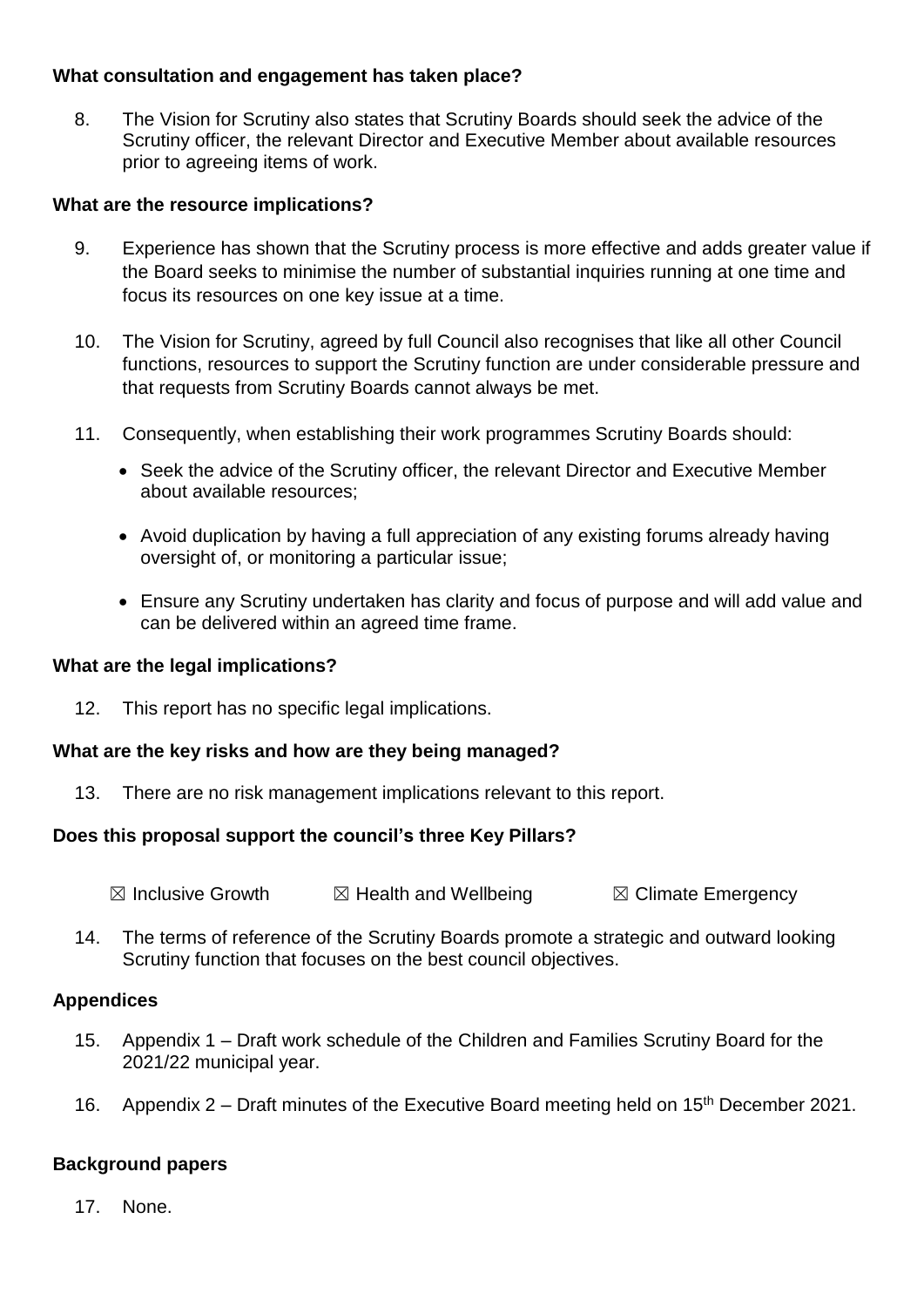**What consultation and engagement has taken place?**

8. The Vision for Scrutiny also states that Scrutiny Boards should seek the advice of the Scrutiny officer, the relevant Director and Executive Member about available resources prior to agreeing items of work.

**What are the resource implications?**

9. Experience has shown that the Scrutiny process is more effective and adds greater value if the Board seeks to minimise the number of substantial inquiries running at one time and focus its resources on one key issue at a time.

10. The Vision for Scrutiny, agreed by full Council also recognises that like all other Council functions, resources to support the Scrutiny function are under considerable pressure and that requests from Scrutiny Boards cannot always be met.

11. Consequently, when establishing their work programmes Scrutiny Boards should:

    - Seek the advice of the Scrutiny officer, the relevant Director and Executive Member about available resources;
    - Avoid duplication by having a full appreciation of any existing forums already having oversight of, or monitoring a particular issue;
    - Ensure any Scrutiny undertaken has clarity and focus of purpose and will add value and can be delivered within an agreed time frame.

**What are the legal implications?**

12. This report has no specific legal implications.

**What are the key risks and how are they being managed?**

13. There are no risk management implications relevant to this report.

**Does this proposal support the council's three Key Pillars?**

☒ Inclusive Growth ☒ Health and Wellbeing ☒ Climate Emergency

14. The terms of reference of the Scrutiny Boards promote a strategic and outward looking Scrutiny function that focuses on the best council objectives.

**Appendices**

15. Appendix 1 – Draft work schedule of the Children and Families Scrutiny Board for the 2021/22 municipal year.

16. Appendix 2 – Draft minutes of the Executive Board meeting held on 15th December 2021.

**Background papers**

17. None.